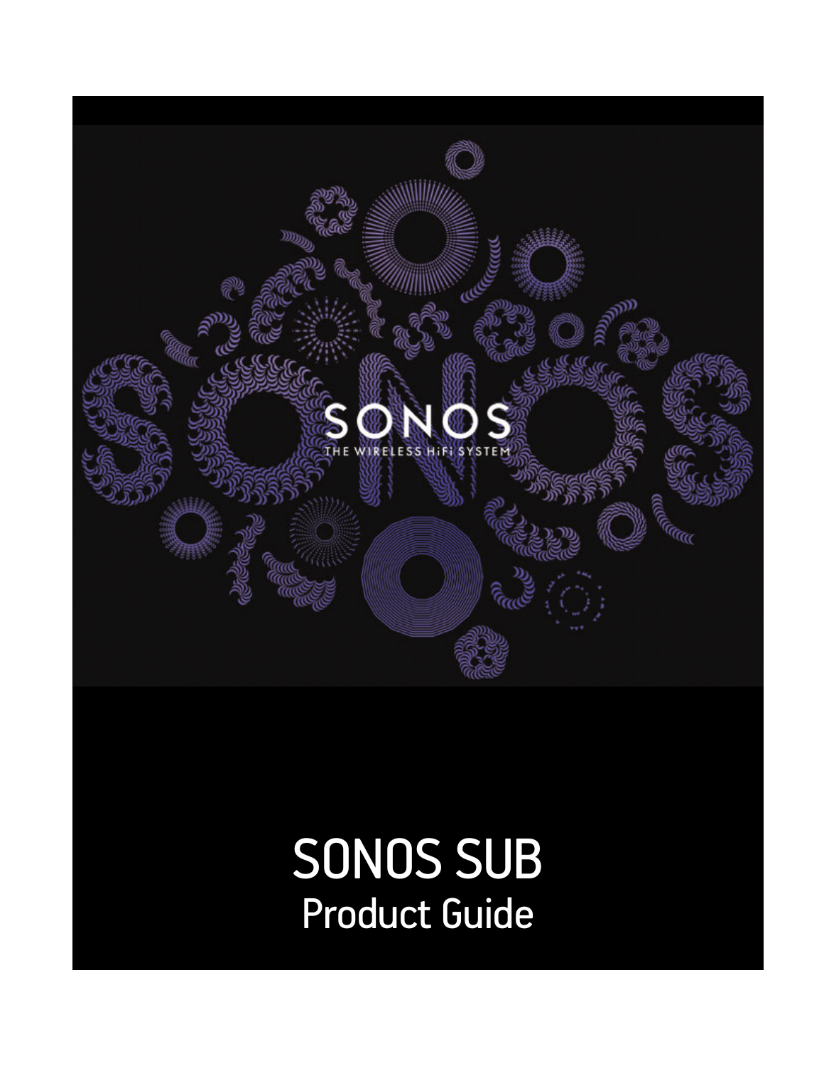SONOS

THE WIRELESS HiFi SYSTEM

# SONOS SUB

## Product Guide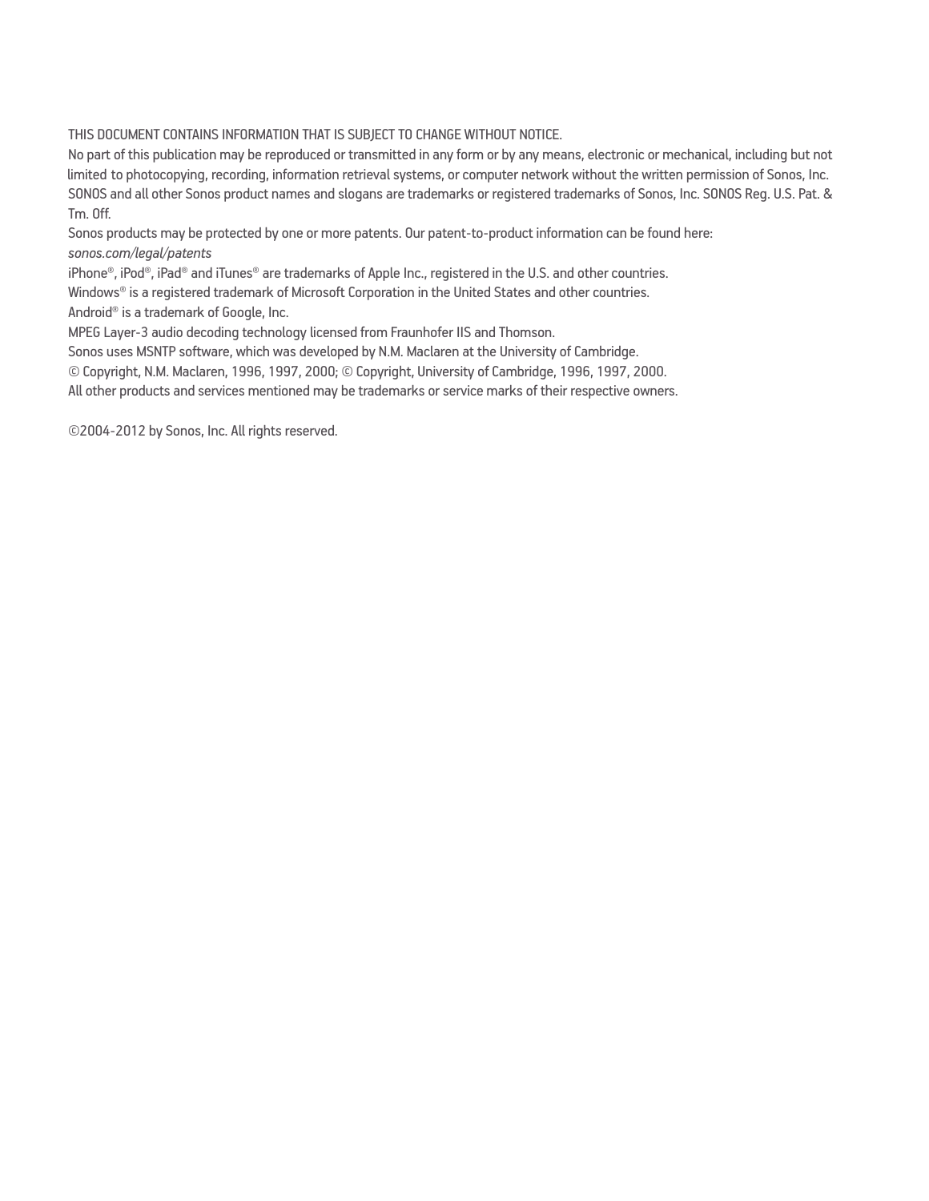THIS DOCUMENT CONTAINS INFORMATION THAT IS SUBJECT TO CHANGE WITHOUT NOTICE.

No part of this publication may be reproduced or transmitted in any form or by any means, electronic or mechanical, including but not limited to photocopying, recording, information retrieval systems, or computer network without the written permission of Sonos, Inc.

SONOS and all other Sonos product names and slogans are trademarks or registered trademarks of Sonos, Inc. SONOS Reg. U.S. Pat. & Tm. Off.

Sonos products may be protected by one or more patents. Our patent-to-product information can be found here:
*sonos.com/legal/patents*

iPhone®, iPod®, iPad® and iTunes® are trademarks of Apple Inc., registered in the U.S. and other countries.

Windows® is a registered trademark of Microsoft Corporation in the United States and other countries.

Android® is a trademark of Google, Inc.

MPEG Layer-3 audio decoding technology licensed from Fraunhofer IIS and Thomson.

Sonos uses MSNTP software, which was developed by N.M. Maclaren at the University of Cambridge.

© Copyright, N.M. Maclaren, 1996, 1997, 2000; © Copyright, University of Cambridge, 1996, 1997, 2000.

All other products and services mentioned may be trademarks or service marks of their respective owners.

©2004-2012 by Sonos, Inc. All rights reserved.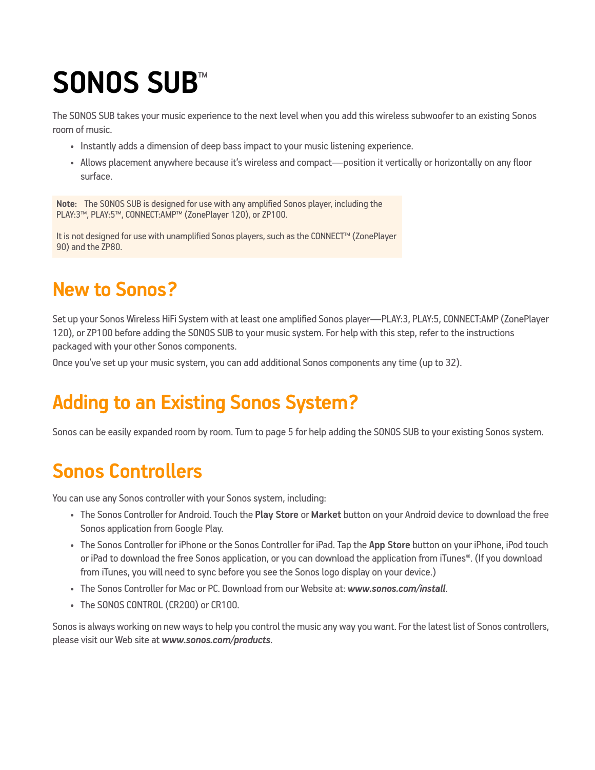# SONOS SUB™

The SONOS SUB takes your music experience to the next level when you add this wireless subwoofer to an existing Sonos room of music.

- Instantly adds a dimension of deep bass impact to your music listening experience.
- Allows placement anywhere because it's wireless and compact—position it vertically or horizontally on any floor surface.

> **Note:** The SONOS SUB is designed for use with any amplified Sonos player, including the PLAY:3™, PLAY:5™, CONNECT:AMP™ (ZonePlayer 120), or ZP100.
>
> It is not designed for use with unamplified Sonos players, such as the CONNECT™ (ZonePlayer 90) and the ZP80.

## New to Sonos?

Set up your Sonos Wireless HiFi System with at least one amplified Sonos player—PLAY:3, PLAY:5, CONNECT:AMP (ZonePlayer 120), or ZP100 before adding the SONOS SUB to your music system. For help with this step, refer to the instructions packaged with your other Sonos components.

Once you've set up your music system, you can add additional Sonos components any time (up to 32).

## Adding to an Existing Sonos System?

Sonos can be easily expanded room by room. Turn to page 5 for help adding the SONOS SUB to your existing Sonos system.

## Sonos Controllers

You can use any Sonos controller with your Sonos system, including:

- The Sonos Controller for Android. Touch the **Play Store** or **Market** button on your Android device to download the free Sonos application from Google Play.
- The Sonos Controller for iPhone or the Sonos Controller for iPad. Tap the **App Store** button on your iPhone, iPod touch or iPad to download the free Sonos application, or you can download the application from iTunes®. (If you download from iTunes, you will need to sync before you see the Sonos logo display on your device.)
- The Sonos Controller for Mac or PC. Download from our Website at: ***www.sonos.com/install***.
- The SONOS CONTROL (CR200) or CR100.

Sonos is always working on new ways to help you control the music any way you want. For the latest list of Sonos controllers, please visit our Web site at ***www.sonos.com/products***.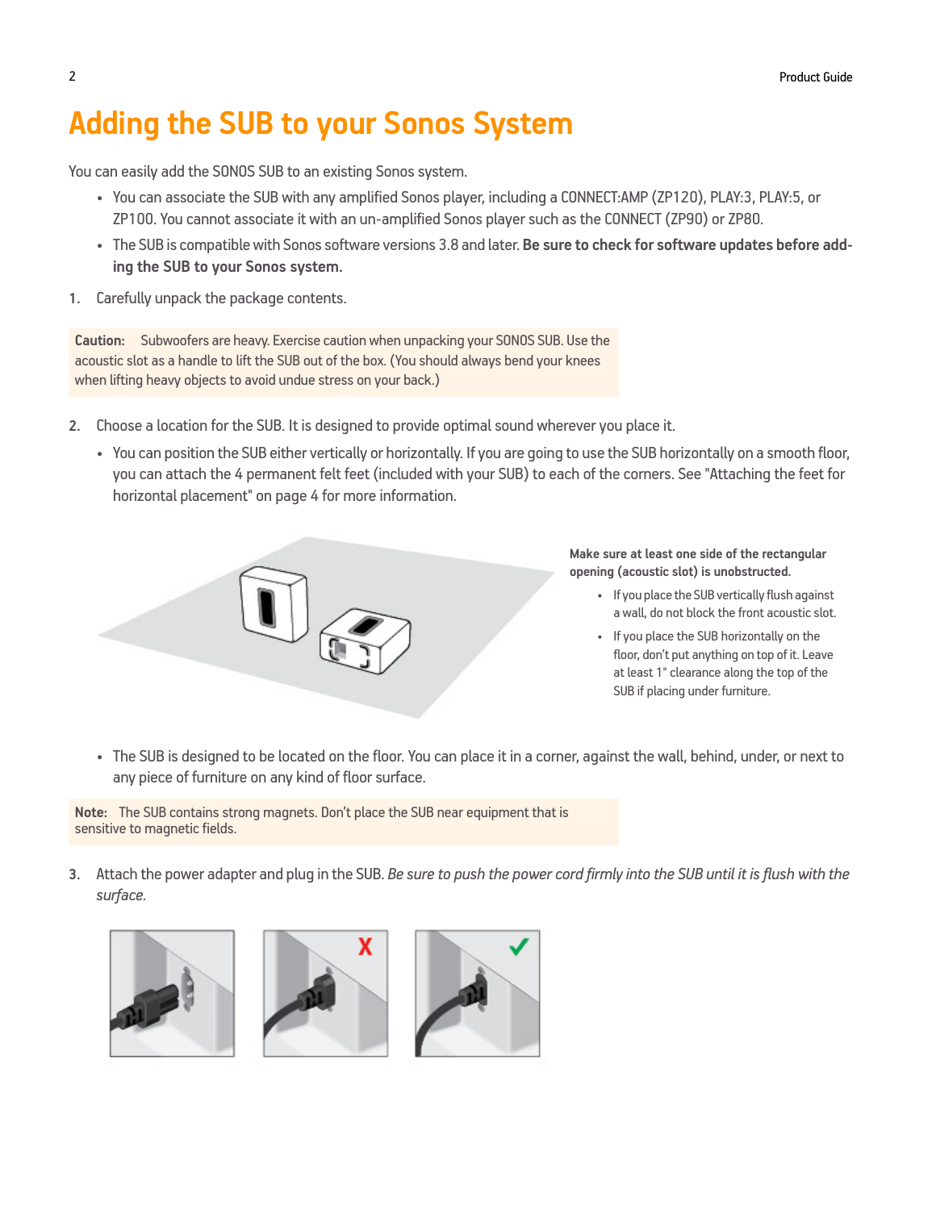# Adding the SUB to your Sonos System

You can easily add the SONOS SUB to an existing Sonos system.

- You can associate the SUB with any amplified Sonos player, including a CONNECT:AMP (ZP120), PLAY:3, PLAY:5, or ZP100. You cannot associate it with an un-amplified Sonos player such as the CONNECT (ZP90) or ZP80.
- The SUB is compatible with Sonos software versions 3.8 and later. **Be sure to check for software updates before adding the SUB to your Sonos system.**

1. Carefully unpack the package contents.

> **Caution:** Subwoofers are heavy. Exercise caution when unpacking your SONOS SUB. Use the acoustic slot as a handle to lift the SUB out of the box. (You should always bend your knees when lifting heavy objects to avoid undue stress on your back.)

2. Choose a location for the SUB. It is designed to provide optimal sound wherever you place it.
   - You can position the SUB either vertically or horizontally. If you are going to use the SUB horizontally on a smooth floor, you can attach the 4 permanent felt feet (included with your SUB) to each of the corners. See "Attaching the feet for horizontal placement" on page 4 for more information.

**Make sure at least one side of the rectangular opening (acoustic slot) is unobstructed.**

- If you place the SUB vertically flush against a wall, do not block the front acoustic slot.
- If you place the SUB horizontally on the floor, don't put anything on top of it. Leave at least 1" clearance along the top of the SUB if placing under furniture.

   - The SUB is designed to be located on the floor. You can place it in a corner, against the wall, behind, under, or next to any piece of furniture on any kind of floor surface.

> **Note:** The SUB contains strong magnets. Don't place the SUB near equipment that is sensitive to magnetic fields.

3. Attach the power adapter and plug in the SUB. *Be sure to push the power cord firmly into the SUB until it is flush with the surface.*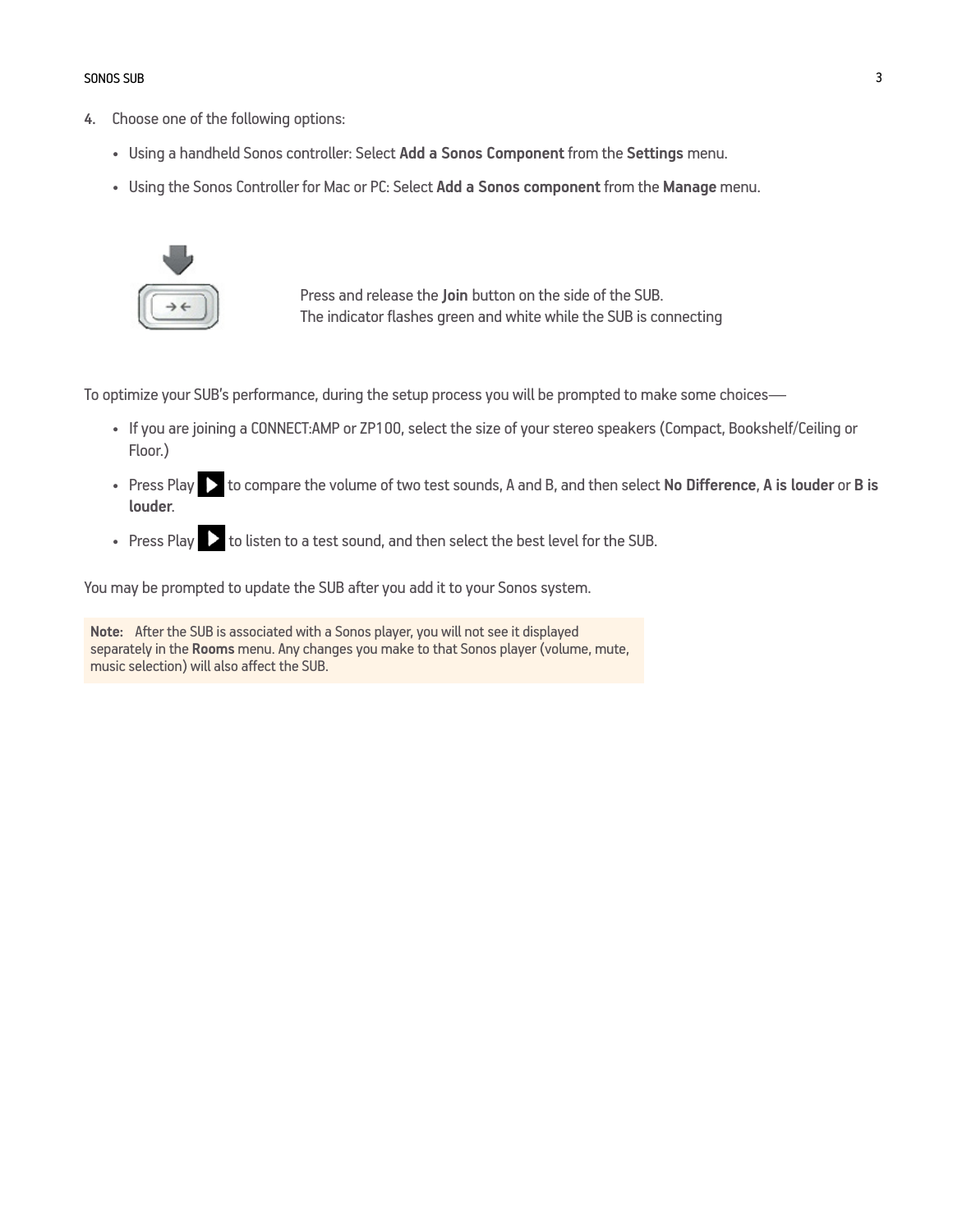4. Choose one of the following options:

   - Using a handheld Sonos controller: Select **Add a Sonos Component** from the **Settings** menu.
   - Using the Sonos Controller for Mac or PC: Select **Add a Sonos component** from the **Manage** menu.

Press and release the **Join** button on the side of the SUB.
The indicator flashes green and white while the SUB is connecting

To optimize your SUB's performance, during the setup process you will be prompted to make some choices—

- If you are joining a CONNECT:AMP or ZP100, select the size of your stereo speakers (Compact, Bookshelf/Ceiling or Floor.)
- Press Play ▶ to compare the volume of two test sounds, A and B, and then select **No Difference**, **A is louder** or **B is louder**.
- Press Play ▶ to listen to a test sound, and then select the best level for the SUB.

You may be prompted to update the SUB after you add it to your Sonos system.

> **Note:** After the SUB is associated with a Sonos player, you will not see it displayed separately in the **Rooms** menu. Any changes you make to that Sonos player (volume, mute, music selection) will also affect the SUB.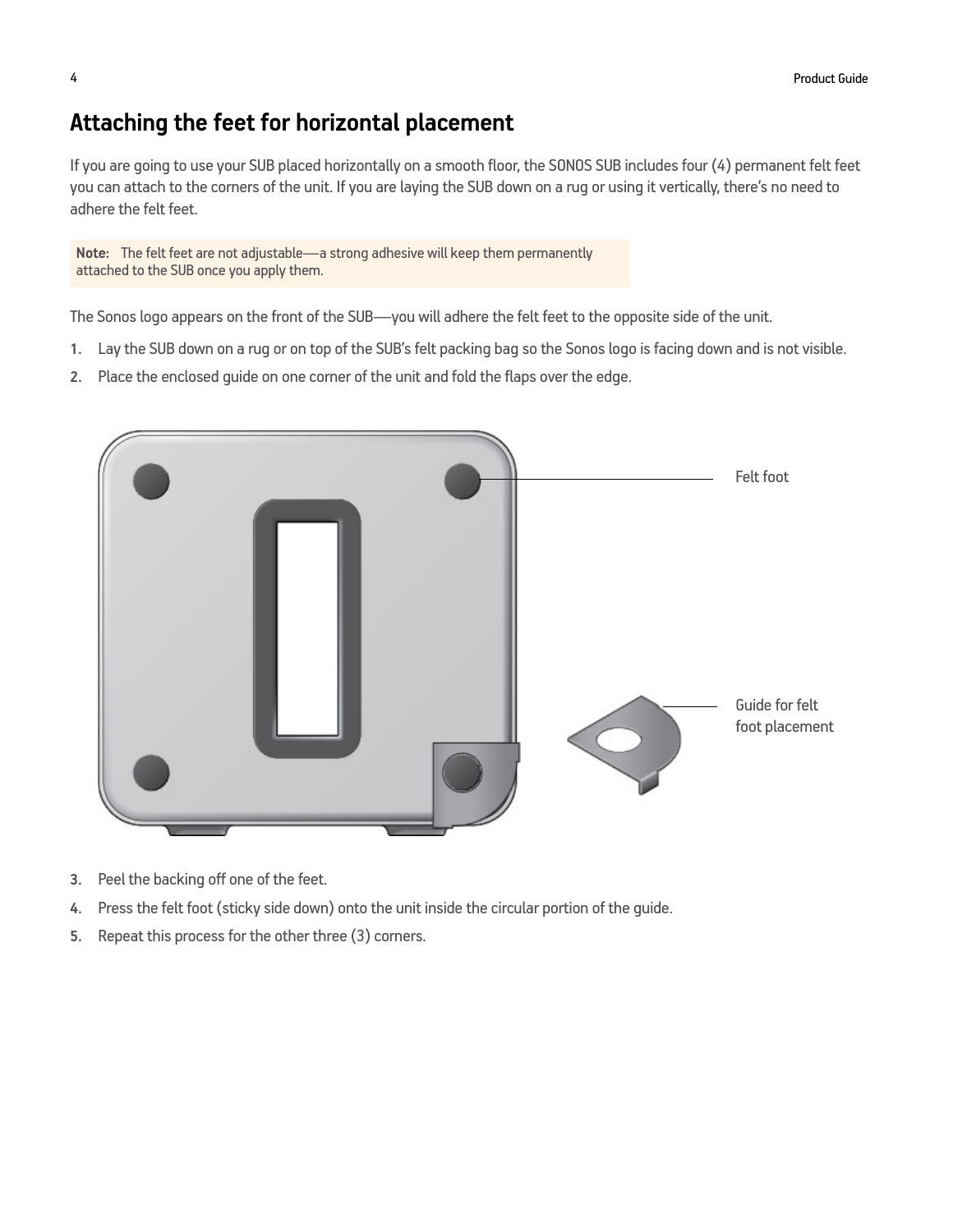## Attaching the feet for horizontal placement

If you are going to use your SUB placed horizontally on a smooth floor, the SONOS SUB includes four (4) permanent felt feet you can attach to the corners of the unit. If you are laying the SUB down on a rug or using it vertically, there's no need to adhere the felt feet.

**Note:** The felt feet are not adjustable—a strong adhesive will keep them permanently attached to the SUB once you apply them.

The Sonos logo appears on the front of the SUB—you will adhere the felt feet to the opposite side of the unit.

1. Lay the SUB down on a rug or on top of the SUB's felt packing bag so the Sonos logo is facing down and is not visible.
2. Place the enclosed guide on one corner of the unit and fold the flaps over the edge.

Felt foot

Guide for felt foot placement

3. Peel the backing off one of the feet.
4. Press the felt foot (sticky side down) onto the unit inside the circular portion of the guide.
5. Repeat this process for the other three (3) corners.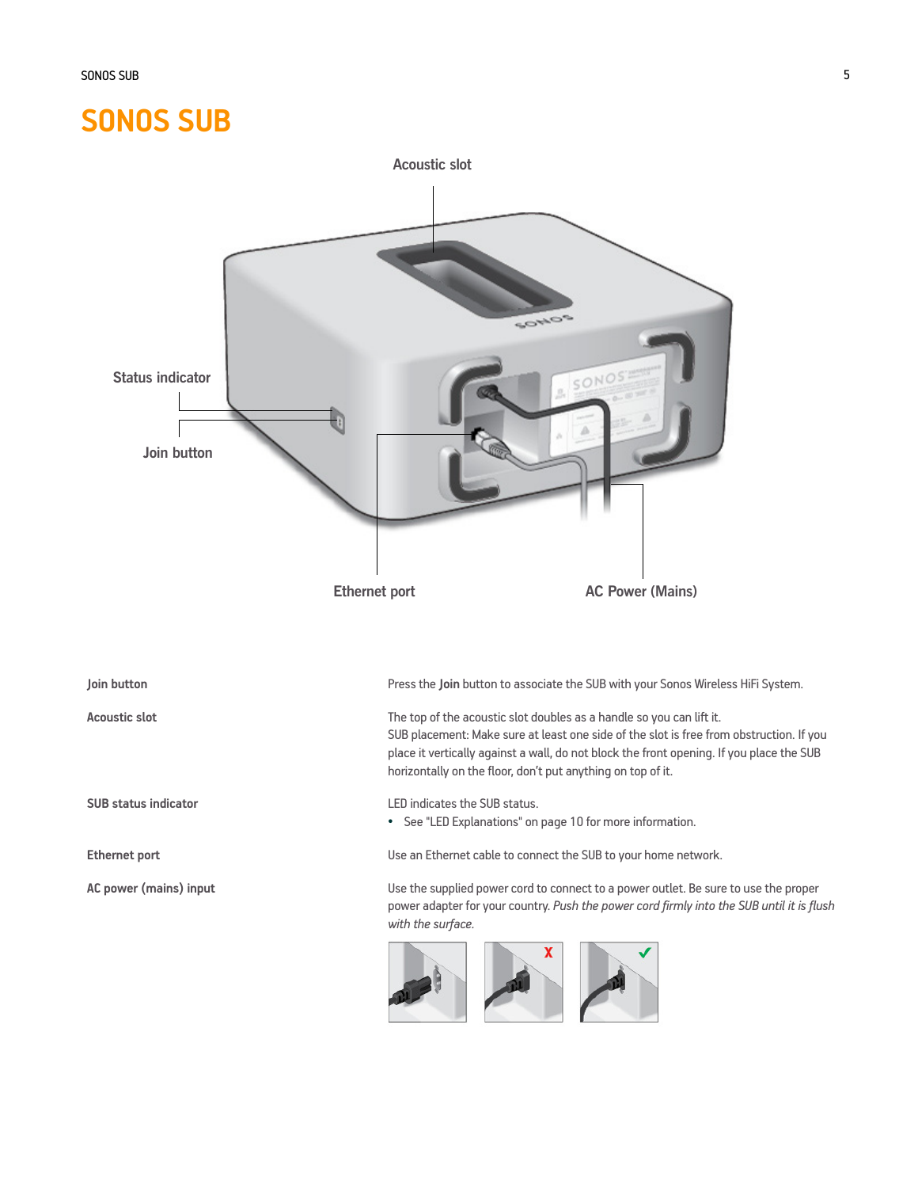# SONOS SUB

Acoustic slot

Status indicator

Join button

Ethernet port

AC Power (Mains)

| | |
|---|---|
| **Join button** | Press the **Join** button to associate the SUB with your Sonos Wireless HiFi System. |
| **Acoustic slot** | The top of the acoustic slot doubles as a handle so you can lift it. SUB placement: Make sure at least one side of the slot is free from obstruction. If you place it vertically against a wall, do not block the front opening. If you place the SUB horizontally on the floor, don't put anything on top of it. |
| **SUB status indicator** | LED indicates the SUB status. • See "LED Explanations" on page 10 for more information. |
| **Ethernet port** | Use an Ethernet cable to connect the SUB to your home network. |
| **AC power (mains) input** | Use the supplied power cord to connect to a power outlet. Be sure to use the proper power adapter for your country. *Push the power cord firmly into the SUB until it is flush with the surface.* |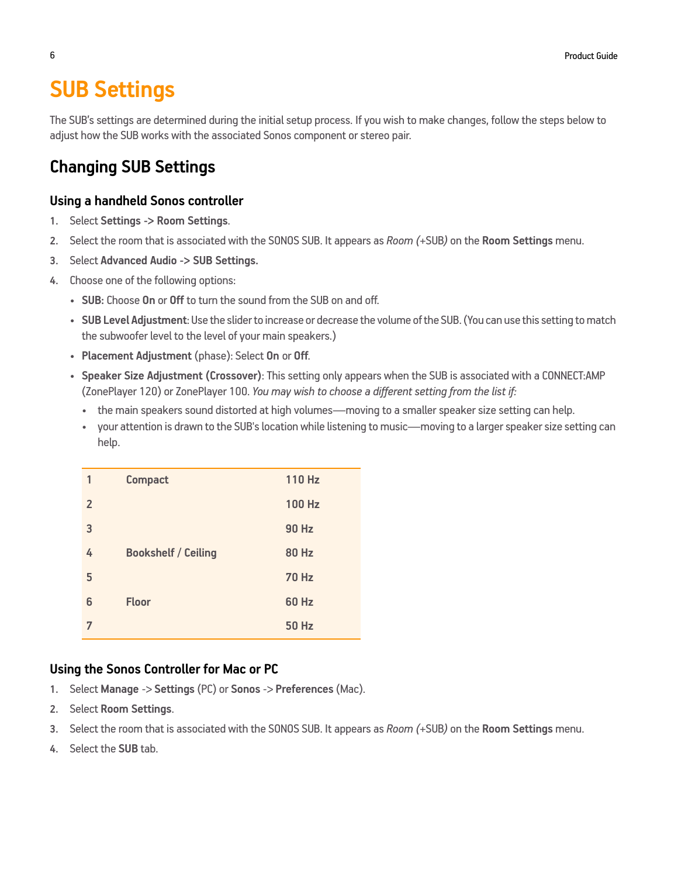# SUB Settings

The SUB's settings are determined during the initial setup process. If you wish to make changes, follow the steps below to adjust how the SUB works with the associated Sonos component or stereo pair.

## Changing SUB Settings

### Using a handheld Sonos controller

1. Select **Settings -> Room Settings**.
2. Select the room that is associated with the SONOS SUB. It appears as *Room (*+SUB*)* on the **Room Settings** menu.
3. Select **Advanced Audio -> SUB Settings.**
4. Choose one of the following options:
   - **SUB:** Choose **On** or **Off** to turn the sound from the SUB on and off.
   - **SUB Level Adjustment**: Use the slider to increase or decrease the volume of the SUB. (You can use this setting to match the subwoofer level to the level of your main speakers.)
   - **Placement Adjustment** (phase): Select **On** or **Off**.
   - **Speaker Size Adjustment (Crossover)**: This setting only appears when the SUB is associated with a CONNECT:AMP (ZonePlayer 120) or ZonePlayer 100. *You may wish to choose a different setting from the list if:*
     - the main speakers sound distorted at high volumes—moving to a smaller speaker size setting can help.
     - your attention is drawn to the SUB's location while listening to music—moving to a larger speaker size setting can help.

| | | |
|---|---|---|
| **1** | **Compact** | **110 Hz** |
| **2** | | **100 Hz** |
| **3** | | **90 Hz** |
| **4** | **Bookshelf / Ceiling** | **80 Hz** |
| **5** | | **70 Hz** |
| **6** | **Floor** | **60 Hz** |
| **7** | | **50 Hz** |

### Using the Sonos Controller for Mac or PC

1. Select **Manage** -> **Settings** (PC) or **Sonos** -> **Preferences** (Mac).
2. Select **Room Settings**.
3. Select the room that is associated with the SONOS SUB. It appears as *Room (*+SUB*)* on the **Room Settings** menu.
4. Select the **SUB** tab.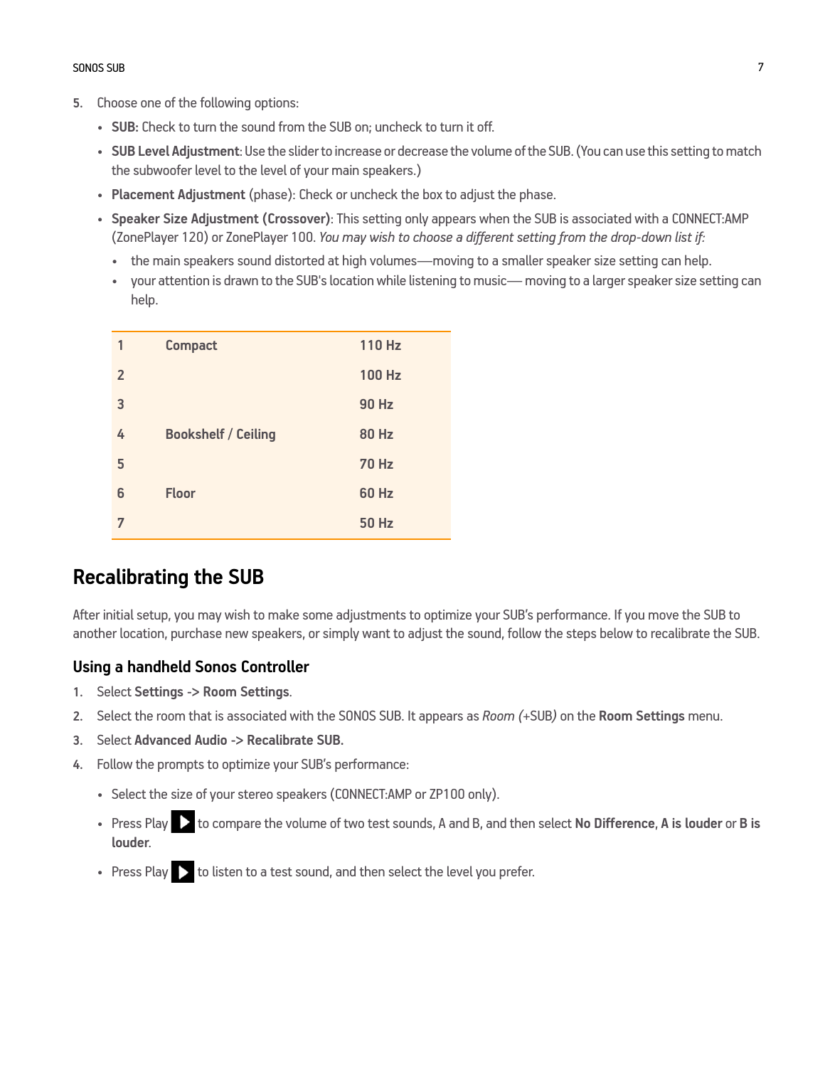5. Choose one of the following options:
   - **SUB:** Check to turn the sound from the SUB on; uncheck to turn it off.
   - **SUB Level Adjustment**: Use the slider to increase or decrease the volume of the SUB. (You can use this setting to match the subwoofer level to the level of your main speakers.)
   - **Placement Adjustment** (phase): Check or uncheck the box to adjust the phase.
   - **Speaker Size Adjustment (Crossover)**: This setting only appears when the SUB is associated with a CONNECT:AMP (ZonePlayer 120) or ZonePlayer 100. *You may wish to choose a different setting from the drop-down list if:*
     - the main speakers sound distorted at high volumes—moving to a smaller speaker size setting can help.
     - your attention is drawn to the SUB's location while listening to music— moving to a larger speaker size setting can help.

| | | |
|---|---|---|
| 1 | Compact | 110 Hz |
| 2 | | 100 Hz |
| 3 | | 90 Hz |
| 4 | Bookshelf / Ceiling | 80 Hz |
| 5 | | 70 Hz |
| 6 | Floor | 60 Hz |
| 7 | | 50 Hz |

## Recalibrating the SUB

After initial setup, you may wish to make some adjustments to optimize your SUB's performance. If you move the SUB to another location, purchase new speakers, or simply want to adjust the sound, follow the steps below to recalibrate the SUB.

### Using a handheld Sonos Controller

1. Select **Settings -> Room Settings**.
2. Select the room that is associated with the SONOS SUB. It appears as *Room (+SUB)* on the **Room Settings** menu.
3. Select **Advanced Audio -> Recalibrate SUB.**
4. Follow the prompts to optimize your SUB's performance:
   - Select the size of your stereo speakers (CONNECT:AMP or ZP100 only).
   - Press Play ▶ to compare the volume of two test sounds, A and B, and then select **No Difference**, **A is louder** or **B is louder**.
   - Press Play ▶ to listen to a test sound, and then select the level you prefer.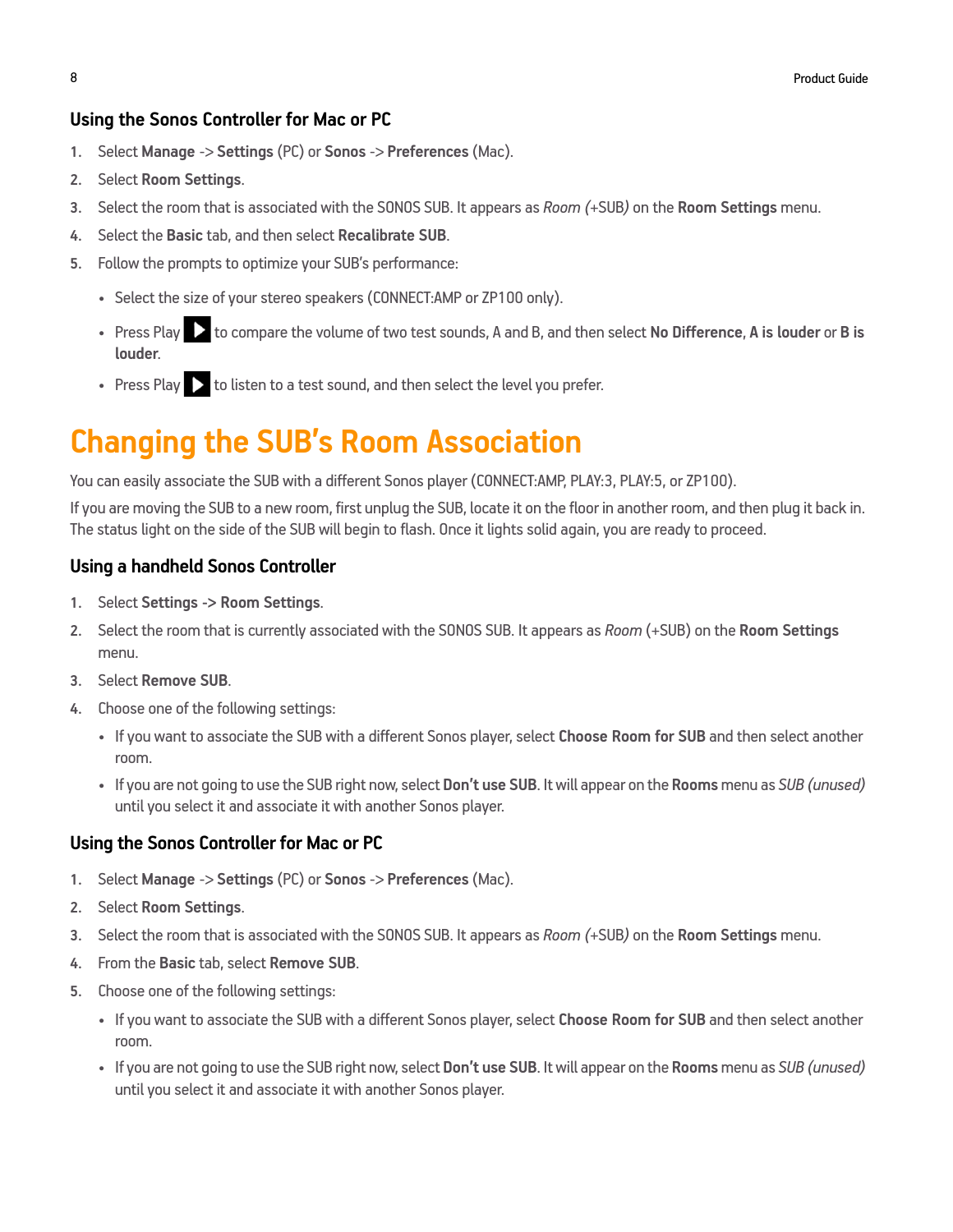### Using the Sonos Controller for Mac or PC

1. Select **Manage** -> **Settings** (PC) or **Sonos** -> **Preferences** (Mac).
2. Select **Room Settings**.
3. Select the room that is associated with the SONOS SUB. It appears as *Room (*+SUB*)* on the **Room Settings** menu.
4. Select the **Basic** tab, and then select **Recalibrate SUB**.
5. Follow the prompts to optimize your SUB's performance:
   - Select the size of your stereo speakers (CONNECT:AMP or ZP100 only).
   - Press Play ▶ to compare the volume of two test sounds, A and B, and then select **No Difference**, **A is louder** or **B is louder**.
   - Press Play ▶ to listen to a test sound, and then select the level you prefer.

# Changing the SUB's Room Association

You can easily associate the SUB with a different Sonos player (CONNECT:AMP, PLAY:3, PLAY:5, or ZP100).

If you are moving the SUB to a new room, first unplug the SUB, locate it on the floor in another room, and then plug it back in. The status light on the side of the SUB will begin to flash. Once it lights solid again, you are ready to proceed.

### Using a handheld Sonos Controller

1. Select **Settings -> Room Settings**.
2. Select the room that is currently associated with the SONOS SUB. It appears as *Room* (+SUB) on the **Room Settings** menu.
3. Select **Remove SUB**.
4. Choose one of the following settings:
   - If you want to associate the SUB with a different Sonos player, select **Choose Room for SUB** and then select another room.
   - If you are not going to use the SUB right now, select **Don't use SUB**. It will appear on the **Rooms** menu as *SUB (unused)* until you select it and associate it with another Sonos player.

### Using the Sonos Controller for Mac or PC

1. Select **Manage** -> **Settings** (PC) or **Sonos** -> **Preferences** (Mac).
2. Select **Room Settings**.
3. Select the room that is associated with the SONOS SUB. It appears as *Room (*+SUB*)* on the **Room Settings** menu.
4. From the **Basic** tab, select **Remove SUB**.
5. Choose one of the following settings:
   - If you want to associate the SUB with a different Sonos player, select **Choose Room for SUB** and then select another room.
   - If you are not going to use the SUB right now, select **Don't use SUB**. It will appear on the **Rooms** menu as *SUB (unused)* until you select it and associate it with another Sonos player.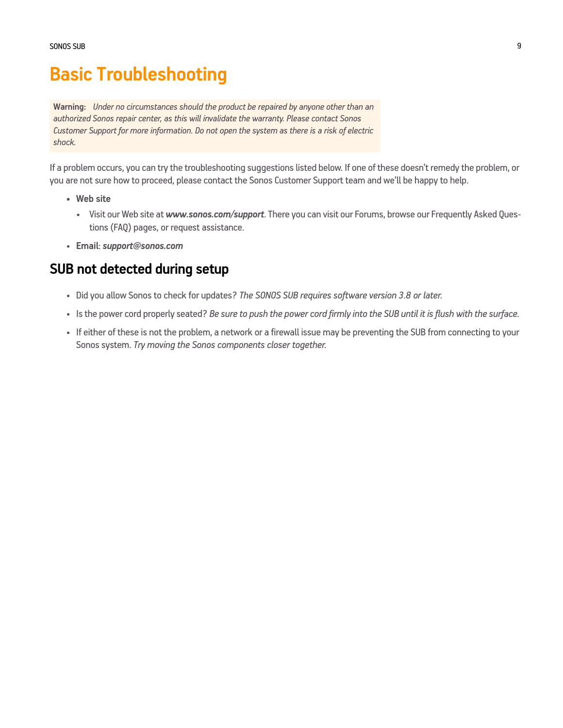# Basic Troubleshooting

> **Warning:** *Under no circumstances should the product be repaired by anyone other than an authorized Sonos repair center, as this will invalidate the warranty. Please contact Sonos Customer Support for more information. Do not open the system as there is a risk of electric shock.*

If a problem occurs, you can try the troubleshooting suggestions listed below. If one of these doesn't remedy the problem, or you are not sure how to proceed, please contact the Sonos Customer Support team and we'll be happy to help.

- **Web site**
  - Visit our Web site at ***www.sonos.com/support***. There you can visit our Forums, browse our Frequently Asked Questions (FAQ) pages, or request assistance.
- **Email**: ***support@sonos.com***

## SUB not detected during setup

- Did you allow Sonos to check for updates? *The SONOS SUB requires software version 3.8 or later.*
- Is the power cord properly seated? *Be sure to push the power cord firmly into the SUB until it is flush with the surface.*
- If either of these is not the problem, a network or a firewall issue may be preventing the SUB from connecting to your Sonos system. *Try moving the Sonos components closer together.*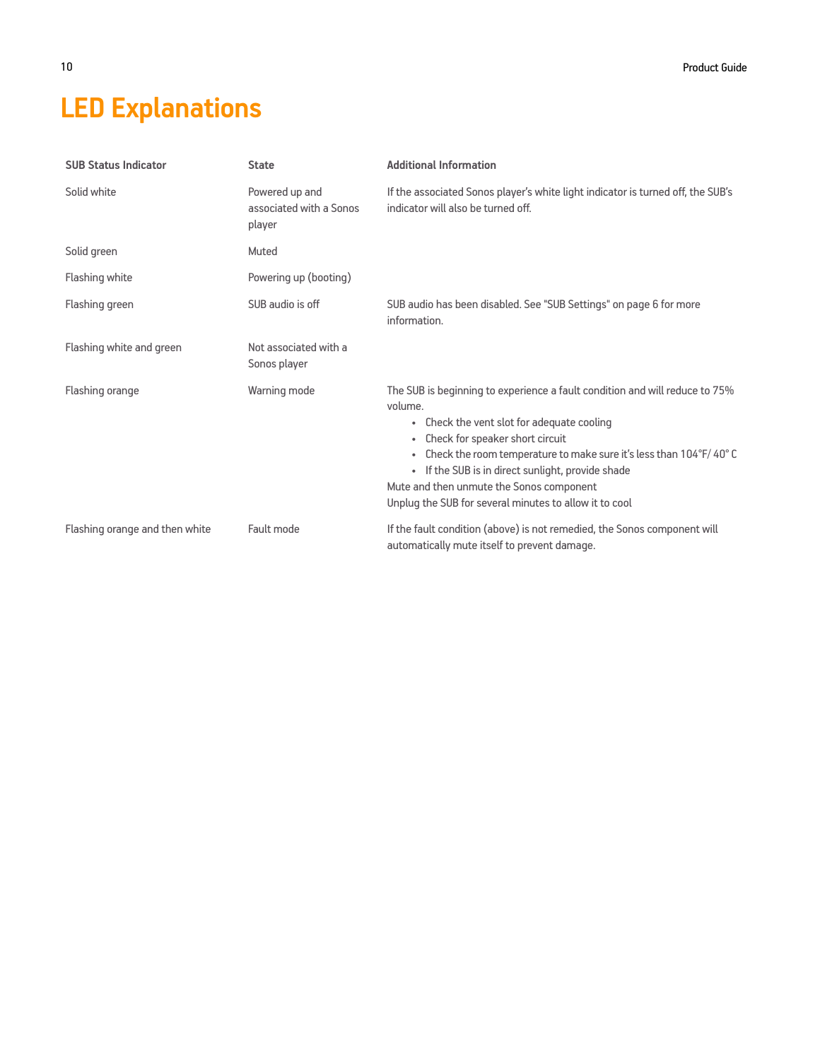# LED Explanations

| SUB Status Indicator | State | Additional Information |
|---|---|---|
| Solid white | Powered up and associated with a Sonos player | If the associated Sonos player's white light indicator is turned off, the SUB's indicator will also be turned off. |
| Solid green | Muted | |
| Flashing white | Powering up (booting) | |
| Flashing green | SUB audio is off | SUB audio has been disabled. See "SUB Settings" on page 6 for more information. |
| Flashing white and green | Not associated with a Sonos player | |
| Flashing orange | Warning mode | The SUB is beginning to experience a fault condition and will reduce to 75% volume.<br>• Check the vent slot for adequate cooling<br>• Check for speaker short circuit<br>• Check the room temperature to make sure it's less than 104°F/ 40° C<br>• If the SUB is in direct sunlight, provide shade<br>Mute and then unmute the Sonos component<br>Unplug the SUB for several minutes to allow it to cool |
| Flashing orange and then white | Fault mode | If the fault condition (above) is not remedied, the Sonos component will automatically mute itself to prevent damage. |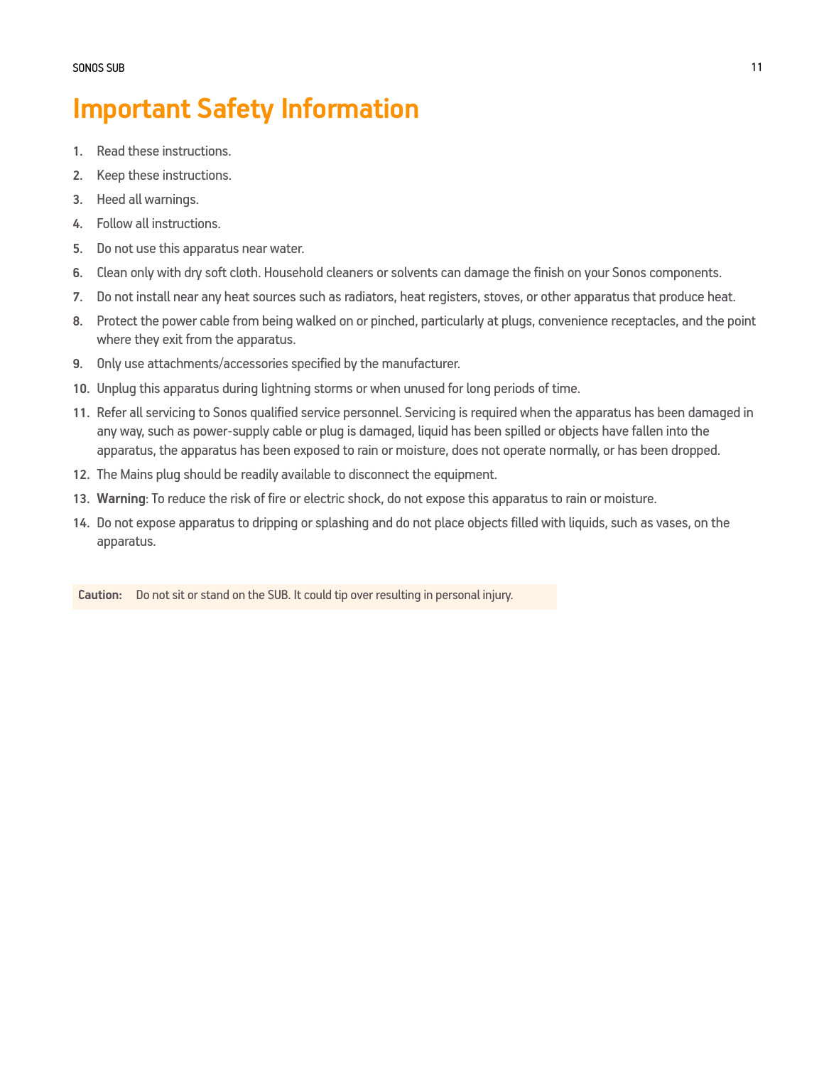# Important Safety Information

1. Read these instructions.
2. Keep these instructions.
3. Heed all warnings.
4. Follow all instructions.
5. Do not use this apparatus near water.
6. Clean only with dry soft cloth. Household cleaners or solvents can damage the finish on your Sonos components.
7. Do not install near any heat sources such as radiators, heat registers, stoves, or other apparatus that produce heat.
8. Protect the power cable from being walked on or pinched, particularly at plugs, convenience receptacles, and the point where they exit from the apparatus.
9. Only use attachments/accessories specified by the manufacturer.
10. Unplug this apparatus during lightning storms or when unused for long periods of time.
11. Refer all servicing to Sonos qualified service personnel. Servicing is required when the apparatus has been damaged in any way, such as power-supply cable or plug is damaged, liquid has been spilled or objects have fallen into the apparatus, the apparatus has been exposed to rain or moisture, does not operate normally, or has been dropped.
12. The Mains plug should be readily available to disconnect the equipment.
13. **Warning**: To reduce the risk of fire or electric shock, do not expose this apparatus to rain or moisture.
14. Do not expose apparatus to dripping or splashing and do not place objects filled with liquids, such as vases, on the apparatus.

**Caution:** Do not sit or stand on the SUB. It could tip over resulting in personal injury.